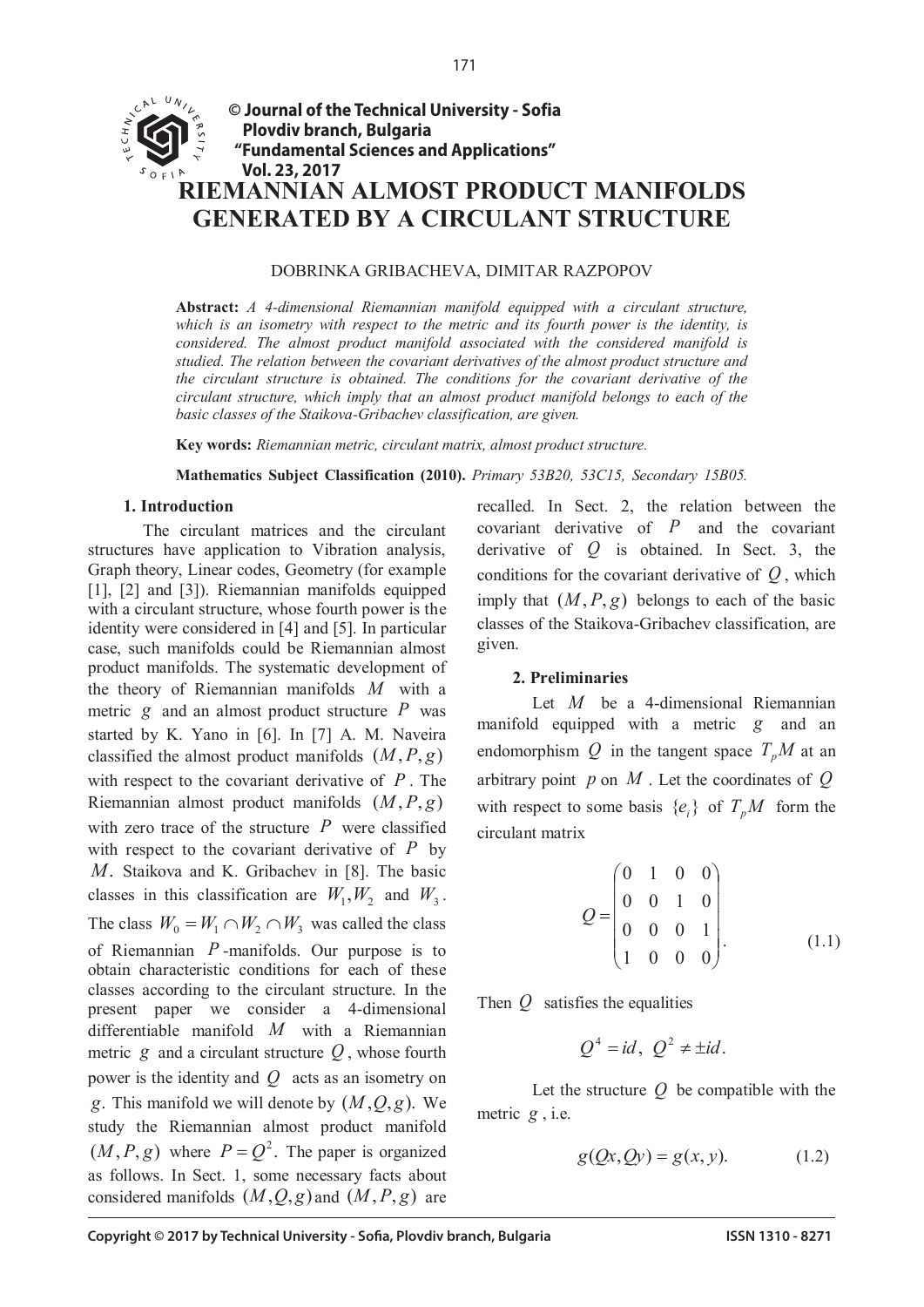# RIEMANNIAN ALMOST PRODUCT MANIFOLDS GENERATED BY A CIRCULANT STRUCTURE

DOBRINKA GRIBACHEVA, DIMITAR RAZPOPOV

**Abstract:** *A 4-dimensional Riemannian manifold equipped with a circulant structure, which is an isometry with respect to the metric and its fourth power is the identity, is considered. The almost product manifold associated with the considered manifold is studied. The relation between the covariant derivatives of the almost product structure and the circulant structure is obtained. The conditions for the covariant derivative of the circulant structure, which imply that an almost product manifold belongs to each of the basic classes of the Staikova-Gribachev classification, are given.*

**Key words:** *Riemannian metric, circulant matrix, almost product structure.*

**Mathematics Subject Classification (2010).** *Primary 53B20, 53C15, Secondary 15B05.*

## 1. Introduction

The circulant matrices and the circulant structures have application to Vibration analysis, Graph theory, Linear codes, Geometry (for example [1], [2] and [3]). Riemannian manifolds equipped with a circulant structure, whose fourth power is the identity were considered in [4] and [5]. In particular case, such manifolds could be Riemannian almost product manifolds. The systematic development of the theory of Riemannian manifolds $M$ with a metric $g$ and an almost product structure $P$ was started by K. Yano in [6]. In [7] A. M. Naveira classified the almost product manifolds $(M,P,g)$ with respect to the covariant derivative of $P$. The Riemannian almost product manifolds $(M,P,g)$ with zero trace of the structure $P$ were classified with respect to the covariant derivative of $P$ by $M$. Staikova and K. Gribachev in [8]. The basic classes in this classification are $W_1, W_2$ and $W_3$. The class $W_0 = W_1 \cap W_2 \cap W_3$ was called the class of Riemannian $P$-manifolds. Our purpose is to obtain characteristic conditions for each of these classes according to the circulant structure. In the present paper we consider a 4-dimensional differentiable manifold $M$ with a Riemannian metric $g$ and a circulant structure $Q$, whose fourth power is the identity and $Q$ acts as an isometry on $g$. This manifold we will denote by $(M,Q,g)$. We study the Riemannian almost product manifold $(M,P,g)$ where $P = Q^2$. The paper is organized as follows. In Sect. 1, some necessary facts about considered manifolds $(M,Q,g)$ and $(M,P,g)$ are recalled. In Sect. 2, the relation between the covariant derivative of $P$ and the covariant derivative of $Q$ is obtained. In Sect. 3, the conditions for the covariant derivative of $Q$, which imply that $(M,P,g)$ belongs to each of the basic classes of the Staikova-Gribachev classification, are given.

## 2. Preliminaries

Let $M$ be a 4-dimensional Riemannian manifold equipped with a metric $g$ and an endomorphism $Q$ in the tangent space $T_pM$ at an arbitrary point $p$ on $M$. Let the coordinates of $Q$ with respect to some basis $\{e_i\}$ of $T_pM$ form the circulant matrix

$$Q = \begin{pmatrix} 0 & 1 & 0 & 0 \\ 0 & 0 & 1 & 0 \\ 0 & 0 & 0 & 1 \\ 1 & 0 & 0 & 0 \end{pmatrix}. \tag{1.1}$$

Then $Q$ satisfies the equalities

$$Q^4 = id, \; Q^2 \neq \pm id.$$

Let the structure $Q$ be compatible with the metric $g$, i.e.

$$g(Qx, Qy) = g(x, y). \tag{1.2}$$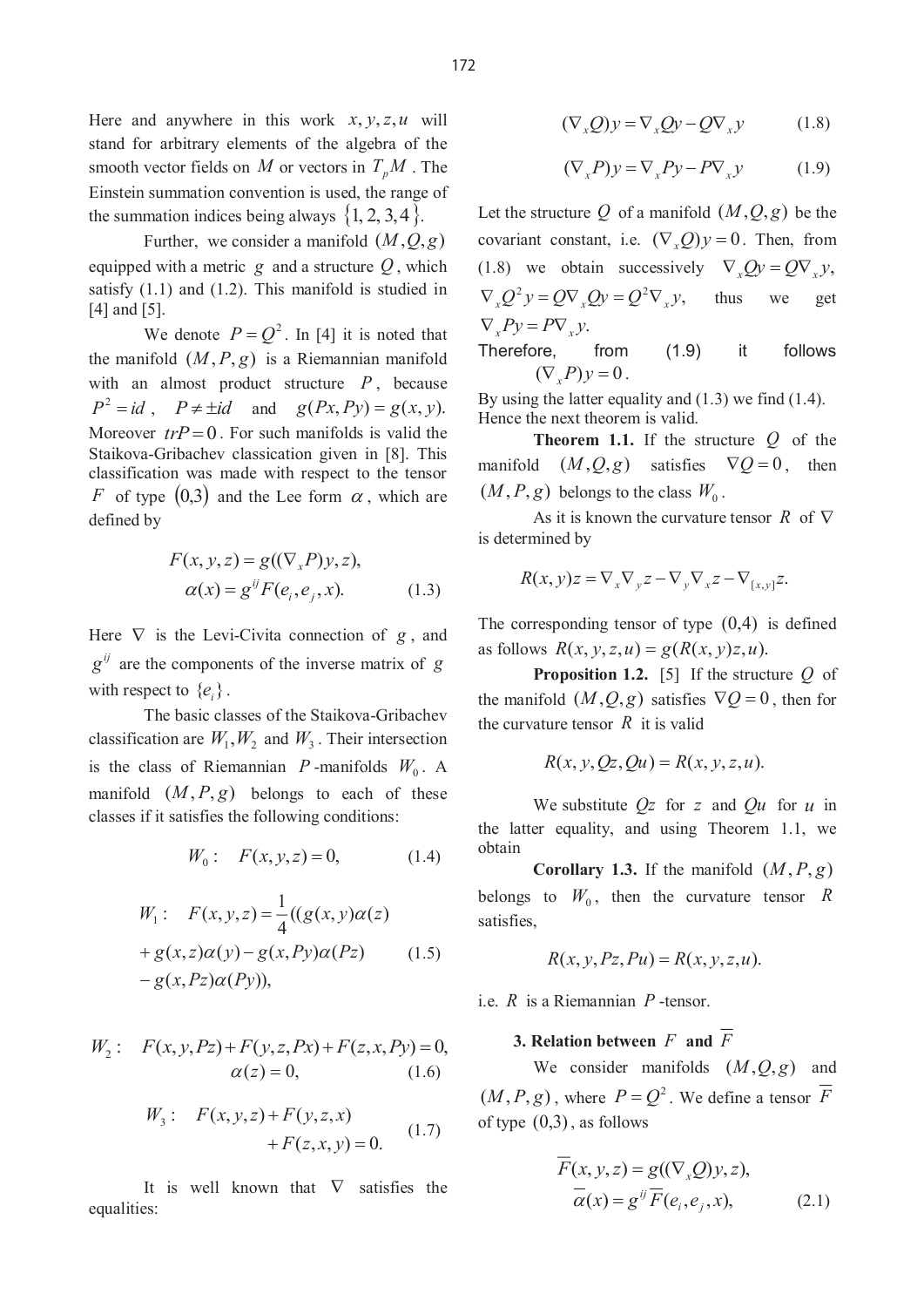Here and anywhere in this work $x, y, z, u$ will stand for arbitrary elements of the algebra of the smooth vector fields on $M$ or vectors in $T_pM$. The Einstein summation convention is used, the range of the summation indices being always $\{1, 2, 3, 4\}$.

Further, we consider a manifold $(M, Q, g)$ equipped with a metric $g$ and a structure $Q$, which satisfy (1.1) and (1.2). This manifold is studied in [4] and [5].

We denote $P = Q^2$. In [4] it is noted that the manifold $(M, P, g)$ is a Riemannian manifold with an almost product structure $P$, because $P^2 = id$, $P \neq \pm id$ and $g(Px, Py) = g(x, y)$. Moreover $trP = 0$. For such manifolds is valid the Staikova-Gribachev classication given in [8]. This classication was made with respect to the tensor $F$ of type $(0,3)$ and the Lee form $\alpha$, which are defined by

$$F(x, y, z) = g((\nabla_x P)y, z),$$
$$\alpha(x) = g^{ij} F(e_i, e_j, x). \qquad (1.3)$$

Here $\nabla$ is the Levi-Civita connection of $g$, and $g^{ij}$ are the components of the inverse matrix of $g$ with respect to $\{e_i\}$.

The basic classes of the Staikova-Gribachev classification are $W_1, W_2$ and $W_3$. Their intersection is the class of Riemannian $P$-manifolds $W_0$. A manifold $(M, P, g)$ belongs to each of these classes if it satisfies the following conditions:

$$W_0: \quad F(x, y, z) = 0, \qquad (1.4)$$

$$W_1: \quad F(x, y, z) = \frac{1}{4}((g(x, y)\alpha(z) + g(x, z)\alpha(y) - g(x, Py)\alpha(Pz) - g(x, Pz)\alpha(Py)), \qquad (1.5)$$

$$W_2: \quad F(x, y, Pz) + F(y, z, Px) + F(z, x, Py) = 0, \quad \alpha(z) = 0, \qquad (1.6)$$

$$W_3: \quad F(x, y, z) + F(y, z, x) + F(z, x, y) = 0. \qquad (1.7)$$

It is well known that $\nabla$ satisfies the equalities:

$$(\nabla_x Q)y = \nabla_x Qy - Q\nabla_x y \qquad (1.8)$$

$$(\nabla_x P)y = \nabla_x Py - P\nabla_x y \qquad (1.9)$$

Let the structure $Q$ of a manifold $(M, Q, g)$ be the covariant constant, i.e. $(\nabla_x Q)y = 0$. Then, from (1.8) we obtain successively $\nabla_x Qy = Q\nabla_x y$, $\nabla_x Q^2 y = Q\nabla_x Qy = Q^2\nabla_x y$, thus we get $\nabla_x Py = P\nabla_x y$.

Therefore, from (1.9) it follows $(\nabla_x P)y = 0$.

By using the latter equality and (1.3) we find (1.4). Hence the next theorem is valid.

**Theorem 1.1.** If the structure $Q$ of the manifold $(M, Q, g)$ satisfies $\nabla Q = 0$, then $(M, P, g)$ belongs to the class $W_0$.

As it is known the curvature tensor $R$ of $\nabla$ is determined by

$$R(x, y)z = \nabla_x \nabla_y z - \nabla_y \nabla_x z - \nabla_{[x,y]} z.$$

The corresponding tensor of type $(0,4)$ is defined as follows $R(x, y, z, u) = g(R(x, y)z, u)$.

**Proposition 1.2.** [5] If the structure $Q$ of the manifold $(M, Q, g)$ satisfies $\nabla Q = 0$, then for the curvature tensor $R$ it is valid

$$R(x, y, Qz, Qu) = R(x, y, z, u).$$

We substitute $Qz$ for $z$ and $Qu$ for $u$ in the latter equality, and using Theorem 1.1, we obtain

**Corollary 1.3.** If the manifold $(M, P, g)$ belongs to $W_0$, then the curvature tensor $R$ satisfies,

$$R(x, y, Pz, Pu) = R(x, y, z, u).$$

i.e. $R$ is a Riemannian $P$-tensor.

## 3. Relation between $F$ and $\overline{F}$

We consider manifolds $(M, Q, g)$ and $(M, P, g)$, where $P = Q^2$. We define a tensor $\overline{F}$ of type $(0,3)$, as follows

$$\overline{F}(x, y, z) = g((\nabla_x Q)y, z),$$
$$\overline{\alpha}(x) = g^{ij} \overline{F}(e_i, e_j, x), \qquad (2.1)$$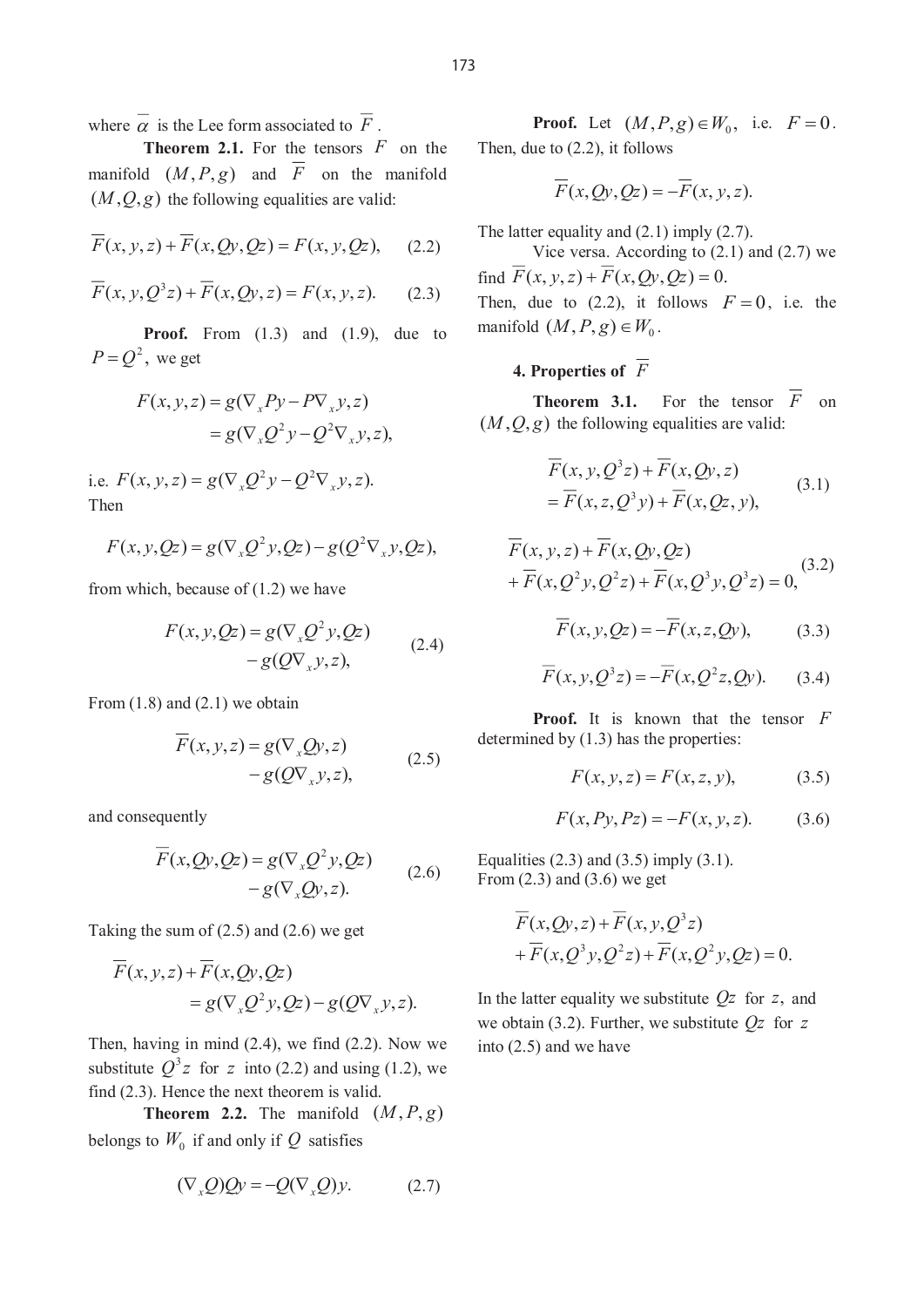where $\overline{\alpha}$ is the Lee form associated to $\overline{F}$.

**Theorem 2.1.** For the tensors $F$ on the manifold $(M,P,g)$ and $\overline{F}$ on the manifold $(M,Q,g)$ the following equalities are valid:

$$\overline{F}(x,y,z)+\overline{F}(x,Qy,Qz)=F(x,y,Qz), \qquad (2.2)$$

$$\overline{F}(x,y,Q^3z)+\overline{F}(x,Qy,z)=F(x,y,z). \qquad (2.3)$$

**Proof.** From (1.3) and (1.9), due to $P=Q^2$, we get

$$F(x,y,z)=g(\nabla_x Py-P\nabla_x y,z)$$
$$=g(\nabla_x Q^2 y-Q^2\nabla_x y,z),$$

i.e. $F(x,y,z)=g(\nabla_x Q^2 y-Q^2\nabla_x y,z)$.
Then

$$F(x,y,Qz)=g(\nabla_x Q^2 y,Qz)-g(Q^2\nabla_x y,Qz),$$

from which, because of (1.2) we have

$$F(x,y,Qz)=g(\nabla_x Q^2 y,Qz)-g(Q\nabla_x y,z), \qquad (2.4)$$

From (1.8) and (2.1) we obtain

$$\overline{F}(x,y,z)=g(\nabla_x Qy,z)-g(Q\nabla_x y,z), \qquad (2.5)$$

and consequently

$$\overline{F}(x,Qy,Qz)=g(\nabla_x Q^2 y,Qz)-g(\nabla_x Qy,z). \qquad (2.6)$$

Taking the sum of (2.5) and (2.6) we get

$$\overline{F}(x,y,z)+\overline{F}(x,Qy,Qz)$$
$$=g(\nabla_x Q^2 y,Qz)-g(Q\nabla_x y,z).$$

Then, having in mind (2.4), we find (2.2). Now we substitute $Q^3z$ for $z$ into (2.2) and using (1.2), we find (2.3). Hence the next theorem is valid.

**Theorem 2.2.** The manifold $(M,P,g)$ belongs to $W_0$ if and only if $Q$ satisfies

$$(\nabla_x Q)Qy=-Q(\nabla_x Q)y. \qquad (2.7)$$

**Proof.** Let $(M,P,g)\in W_0$, i.e. $F=0$. Then, due to (2.2), it follows

$$\overline{F}(x,Qy,Qz)=-\overline{F}(x,y,z).$$

The latter equality and (2.1) imply (2.7).

Vice versa. According to (2.1) and (2.7) we find $\overline{F}(x,y,z)+\overline{F}(x,Qy,Qz)=0$.
Then, due to (2.2), it follows $F=0$, i.e. the manifold $(M,P,g)\in W_0$.

## 4. Properties of $\overline{F}$

**Theorem 3.1.** For the tensor $\overline{F}$ on $(M,Q,g)$ the following equalities are valid:

$$\overline{F}(x,y,Q^3z)+\overline{F}(x,Qy,z)$$
$$=\overline{F}(x,z,Q^3y)+\overline{F}(x,Qz,y), \qquad (3.1)$$

$$\overline{F}(x,y,z)+\overline{F}(x,Qy,Qz)$$
$$+\overline{F}(x,Q^2y,Q^2z)+\overline{F}(x,Q^3y,Q^3z)=0, \qquad (3.2)$$

$$\overline{F}(x,y,Qz)=-\overline{F}(x,z,Qy), \qquad (3.3)$$

$$\overline{F}(x,y,Q^3z)=-\overline{F}(x,Q^2z,Qy). \qquad (3.4)$$

**Proof.** It is known that the tensor $F$ determined by (1.3) has the properties:

$$F(x,y,z)=F(x,z,y), \qquad (3.5)$$

$$F(x,Py,Pz)=-F(x,y,z). \qquad (3.6)$$

Equalities (2.3) and (3.5) imply (3.1).
From (2.3) and (3.6) we get

$$\overline{F}(x,Qy,z)+\overline{F}(x,y,Q^3z)$$
$$+\overline{F}(x,Q^3y,Q^2z)+\overline{F}(x,Q^2y,Qz)=0.$$

In the latter equality we substitute $Qz$ for $z$, and we obtain (3.2). Further, we substitute $Qz$ for $z$ into (2.5) and we have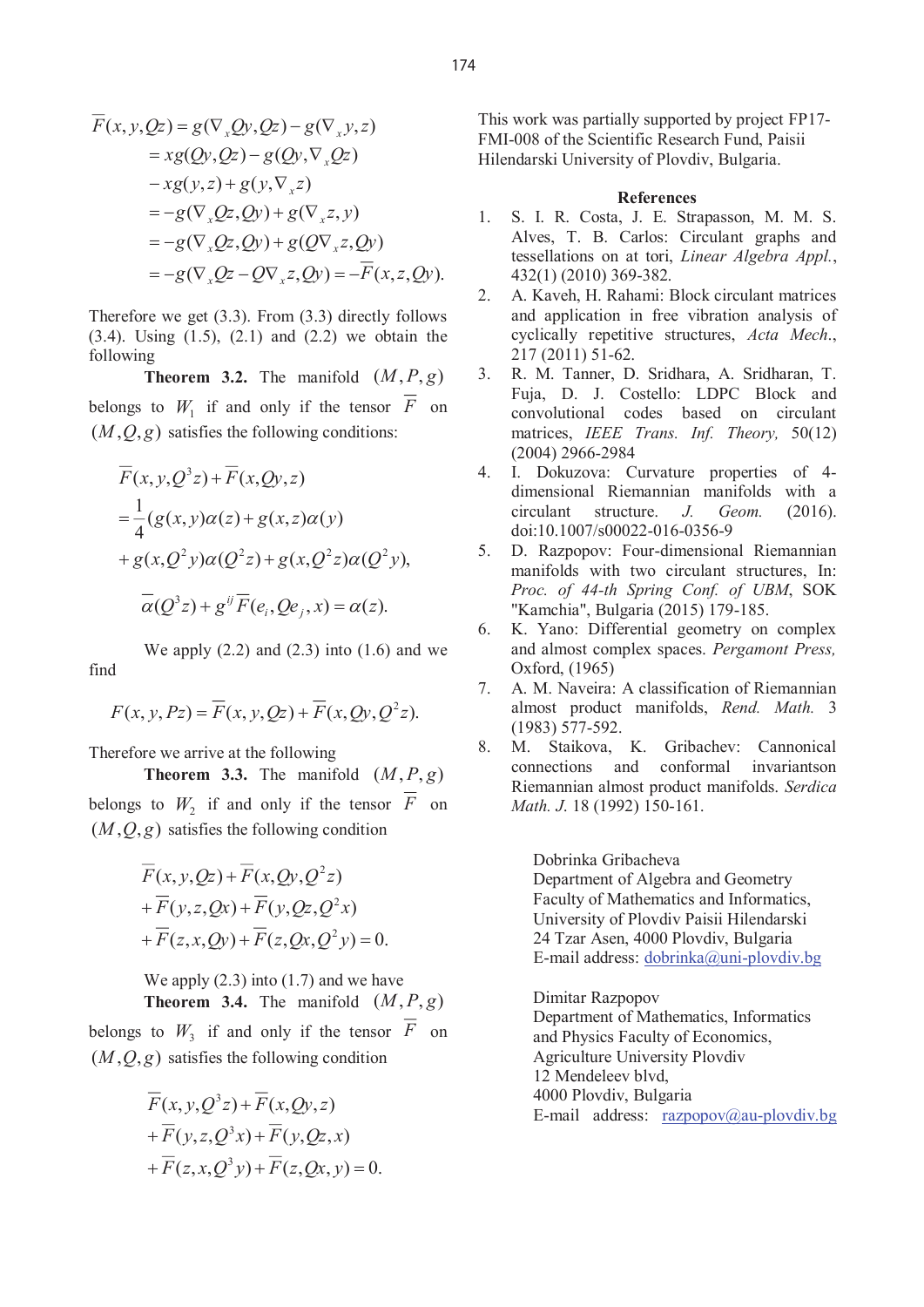$$
\begin{aligned}
\overline{F}(x,y,Qz) &= g(\nabla_x Qy, Qz) - g(\nabla_x y, z) \\
&= xg(Qy,Qz) - g(Qy, \nabla_x Qz) \\
&\quad - xg(y,z) + g(y, \nabla_x z) \\
&= -g(\nabla_x Qz, Qy) + g(\nabla_x z, y) \\
&= -g(\nabla_x Qz, Qy) + g(Q\nabla_x z, Qy) \\
&= -g(\nabla_x Qz - Q\nabla_x z, Qy) = -\overline{F}(x,z,Qy).
\end{aligned}
$$

Therefore we get (3.3). From (3.3) directly follows (3.4). Using (1.5), (2.1) and (2.2) we obtain the following

**Theorem 3.2.** The manifold $(M,P,g)$ belongs to $W_1$ if and only if the tensor $\overline{F}$ on $(M,Q,g)$ satisfies the following conditions:

$$
\begin{aligned}
&\overline{F}(x,y,Q^3 z) + \overline{F}(x,Qy,z) \\
&= \frac{1}{4}(g(x,y)\alpha(z) + g(x,z)\alpha(y) \\
&+ g(x,Q^2 y)\alpha(Q^2 z) + g(x,Q^2 z)\alpha(Q^2 y),
\end{aligned}
$$

$$
\overline{\alpha}(Q^3 z) + g^{ij}\overline{F}(e_i, Qe_j, x) = \alpha(z).
$$

We apply (2.2) and (2.3) into (1.6) and we find

$$
F(x,y,Pz) = \overline{F}(x,y,Qz) + \overline{F}(x,Qy,Q^2 z).
$$

Therefore we arrive at the following

**Theorem 3.3.** The manifold $(M,P,g)$ belongs to $W_2$ if and only if the tensor $\overline{F}$ on $(M,Q,g)$ satisfies the following condition

$$
\begin{aligned}
&\overline{F}(x,y,Qz) + \overline{F}(x,Qy,Q^2 z) \\
&+ \overline{F}(y,z,Qx) + \overline{F}(y,Qz,Q^2 x) \\
&+ \overline{F}(z,x,Qy) + \overline{F}(z,Qx,Q^2 y) = 0.
\end{aligned}
$$

We apply (2.3) into (1.7) and we have

**Theorem 3.4.** The manifold $(M,P,g)$ belongs to $W_3$ if and only if the tensor $\overline{F}$ on $(M,Q,g)$ satisfies the following condition

$$
\begin{aligned}
&\overline{F}(x,y,Q^3 z) + \overline{F}(x,Qy,z) \\
&+ \overline{F}(y,z,Q^3 x) + \overline{F}(y,Qz,x) \\
&+ \overline{F}(z,x,Q^3 y) + \overline{F}(z,Qx,y) = 0.
\end{aligned}
$$

This work was partially supported by project FP17-FMI-008 of the Scientific Research Fund, Paisii Hilendarski University of Plovdiv, Bulgaria.

## References

1. S. I. R. Costa, J. E. Strapasson, M. M. S. Alves, T. B. Carlos: Circulant graphs and tessellations on at tori, *Linear Algebra Appl.*, 432(1) (2010) 369-382.
2. A. Kaveh, H. Rahami: Block circulant matrices and application in free vibration analysis of cyclically repetitive structures, *Acta Mech.*, 217 (2011) 51-62.
3. R. M. Tanner, D. Sridhara, A. Sridharan, T. Fuja, D. J. Costello: LDPC Block and convolutional codes based on circulant matrices, *IEEE Trans. Inf. Theory,* 50(12) (2004) 2966-2984
4. I. Dokuzova: Curvature properties of 4-dimensional Riemannian manifolds with a circulant structure. *J. Geom.* (2016). doi:10.1007/s00022-016-0356-9
5. D. Razpopov: Four-dimensional Riemannian manifolds with two circulant structures, In: *Proc. of 44-th Spring Conf. of UBM*, SOK "Kamchia", Bulgaria (2015) 179-185.
6. K. Yano: Differential geometry on complex and almost complex spaces. *Pergamont Press,* Oxford, (1965)
7. A. M. Naveira: A classification of Riemannian almost product manifolds, *Rend. Math.* 3 (1983) 577-592.
8. M. Staikova, K. Gribachev: Cannonical connections and conformal invariantson Riemannian almost product manifolds. *Serdica Math. J.* 18 (1992) 150-161.

Dobrinka Gribacheva
Department of Algebra and Geometry
Faculty of Mathematics and Informatics,
University of Plovdiv Paisii Hilendarski
24 Tzar Asen, 4000 Plovdiv, Bulgaria
E-mail address: dobrinka@uni-plovdiv.bg

Dimitar Razpopov
Department of Mathematics, Informatics and Physics Faculty of Economics,
Agriculture University Plovdiv
12 Mendeleev blvd,
4000 Plovdiv, Bulgaria
E-mail address: razpopov@au-plovdiv.bg